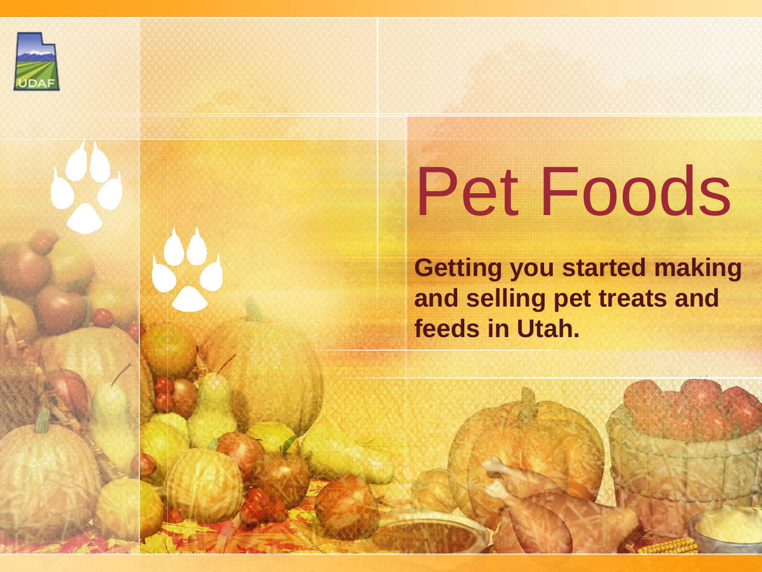# Pet Foods

**Getting you started making and selling pet treats and feeds in Utah.**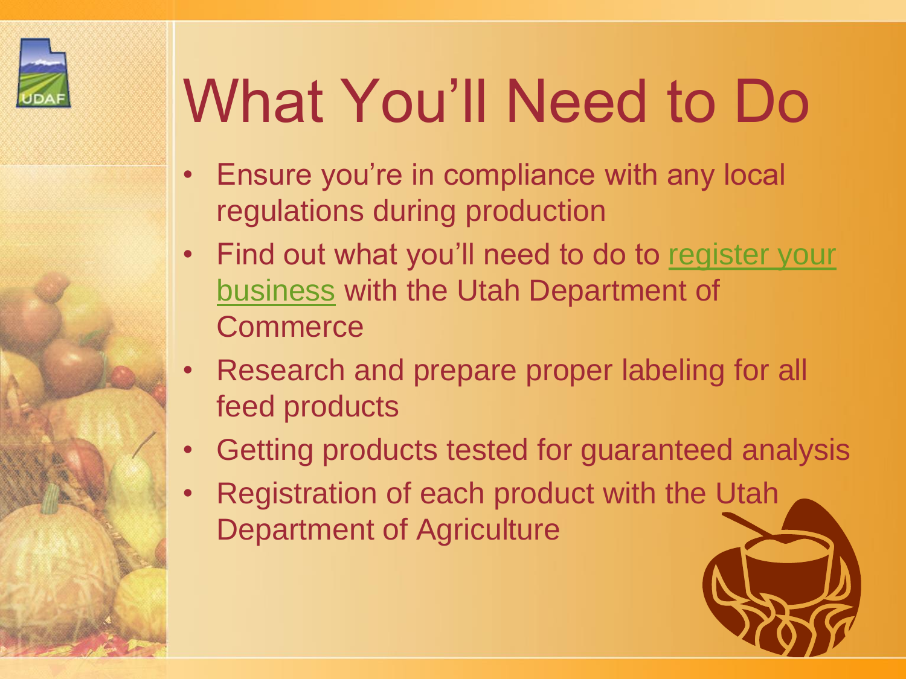# What You'll Need to Do

- Ensure you're in compliance with any local regulations during production
- Find out what you'll need to do to register your business with the Utah Department of Commerce
- Research and prepare proper labeling for all feed products
- Getting products tested for guaranteed analysis
- Registration of each product with the Utah Department of Agriculture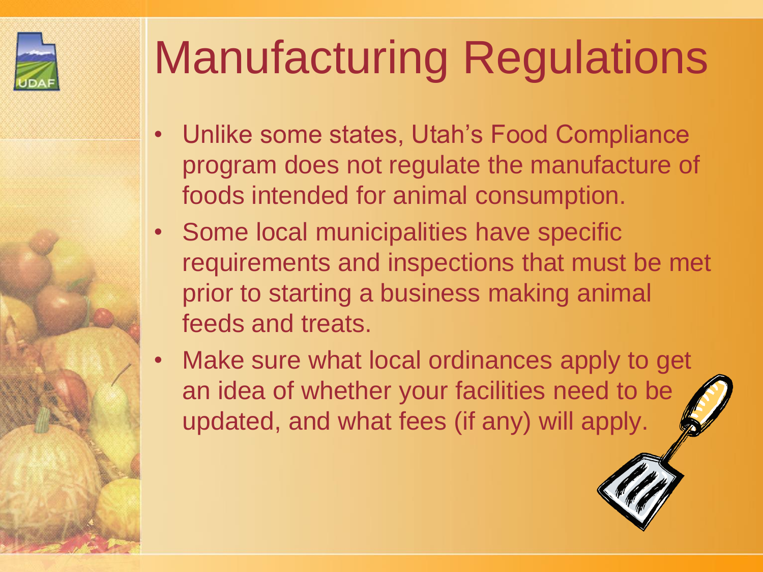# Manufacturing Regulations

- Unlike some states, Utah's Food Compliance program does not regulate the manufacture of foods intended for animal consumption.
- Some local municipalities have specific requirements and inspections that must be met prior to starting a business making animal feeds and treats.
- Make sure what local ordinances apply to get an idea of whether your facilities need to be updated, and what fees (if any) will apply.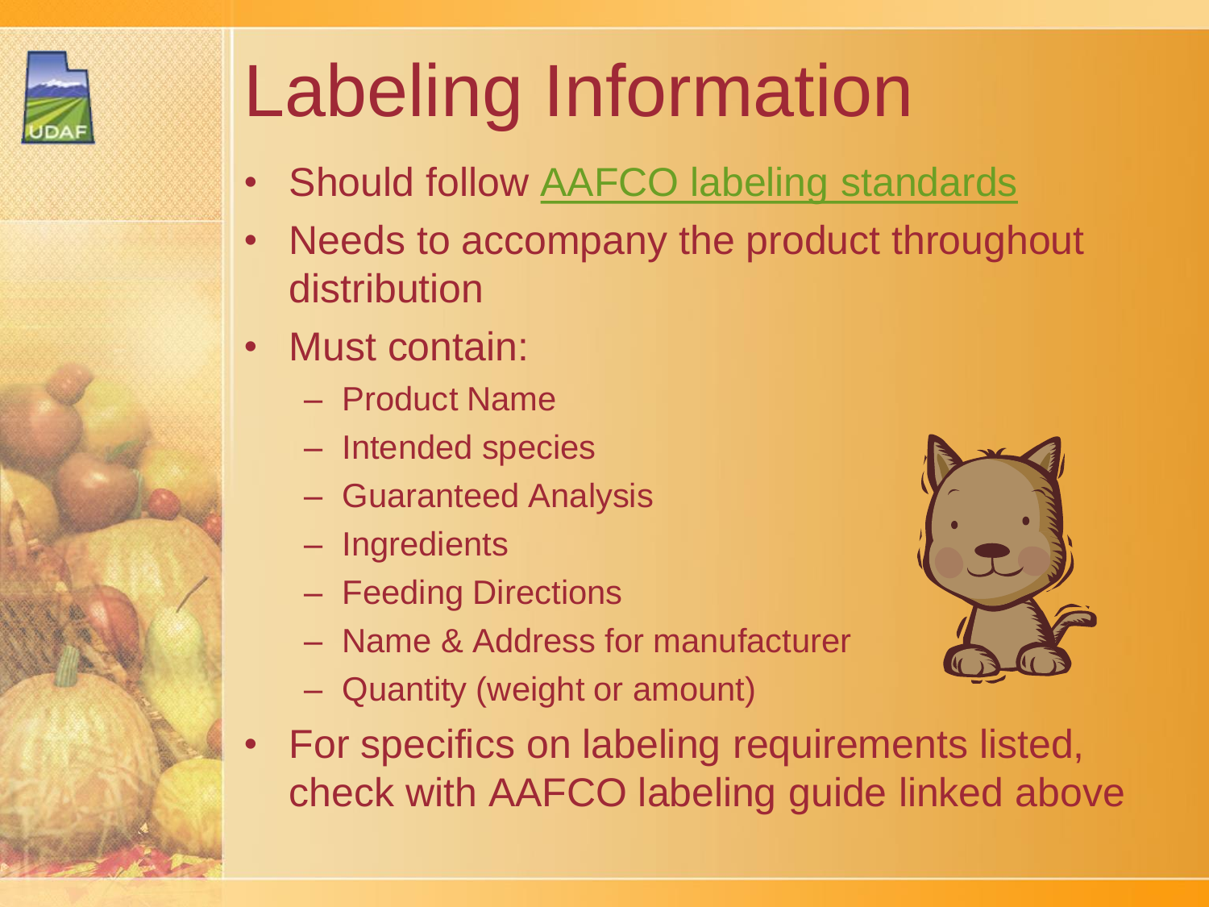# Labeling Information

- Should follow AAFCO labeling standards
- Needs to accompany the product throughout distribution
- Must contain:
  - Product Name
  - Intended species
  - Guaranteed Analysis
  - Ingredients
  - Feeding Directions
  - Name & Address for manufacturer
  - Quantity (weight or amount)
- For specifics on labeling requirements listed, check with AAFCO labeling guide linked above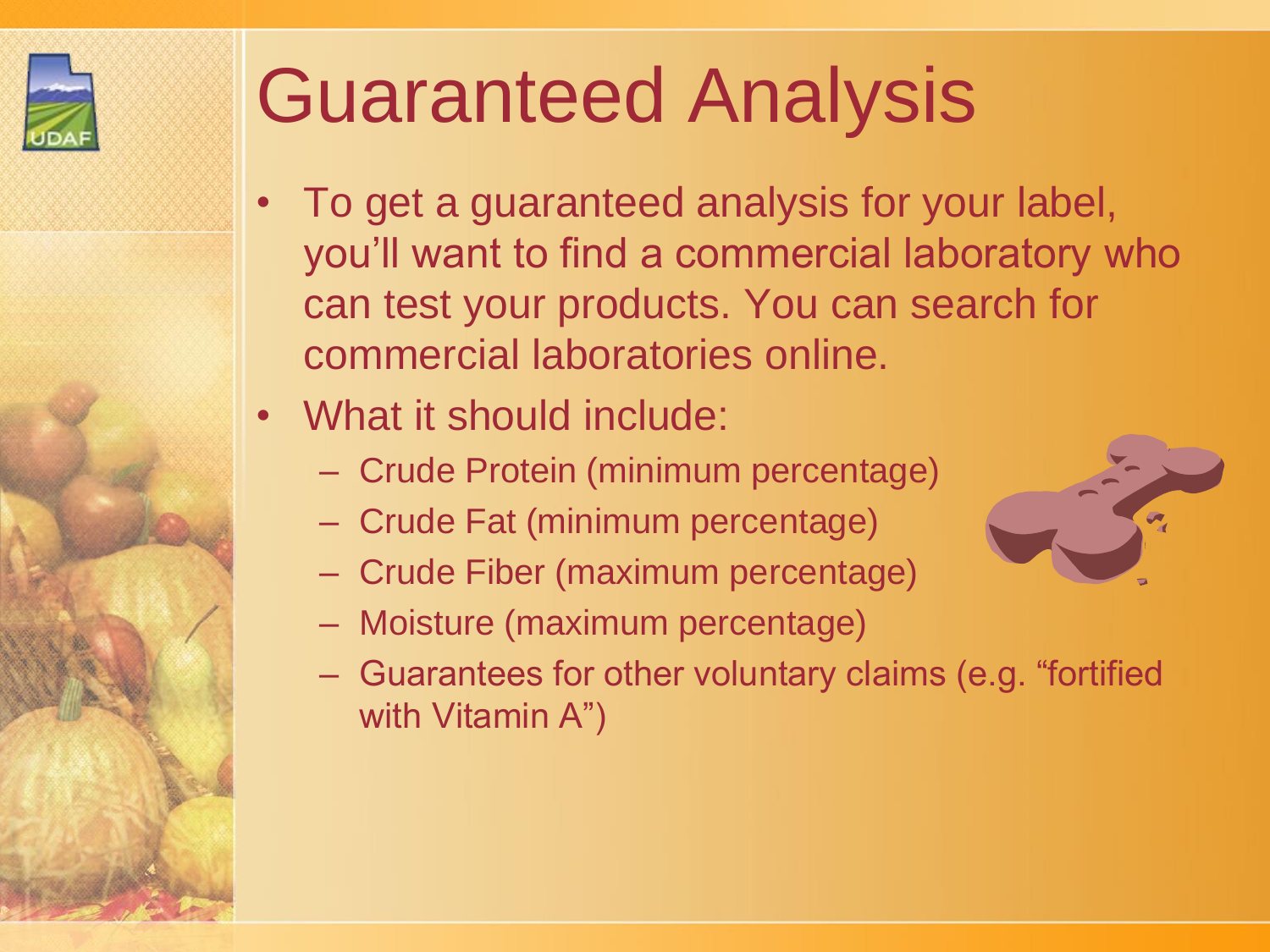# Guaranteed Analysis

- To get a guaranteed analysis for your label, you'll want to find a commercial laboratory who can test your products. You can search for commercial laboratories online.
- What it should include:
  - Crude Protein (minimum percentage)
  - Crude Fat (minimum percentage)
  - Crude Fiber (maximum percentage)
  - Moisture (maximum percentage)
  - Guarantees for other voluntary claims (e.g. "fortified with Vitamin A")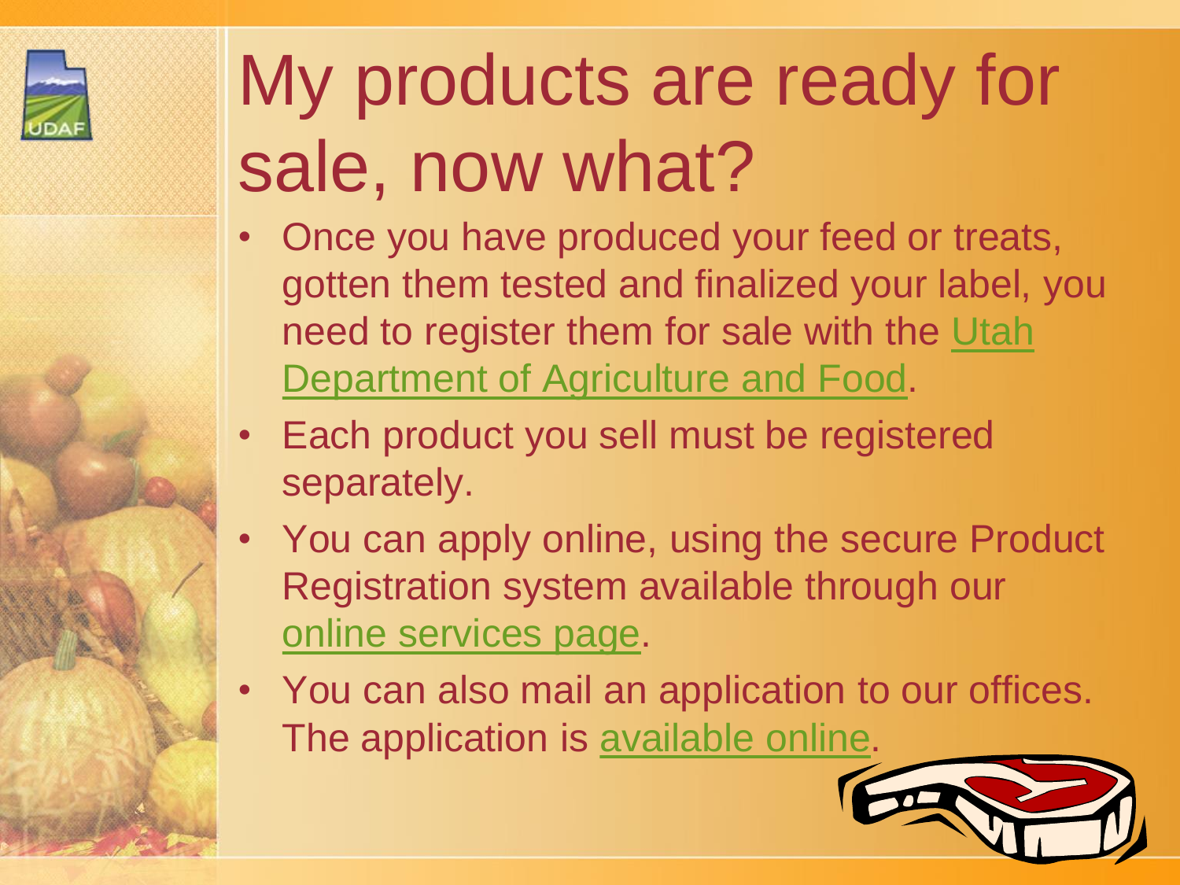# My products are ready for sale, now what?

- Once you have produced your feed or treats, gotten them tested and finalized your label, you need to register them for sale with the Utah Department of Agriculture and Food.
- Each product you sell must be registered separately.
- You can apply online, using the secure Product Registration system available through our online services page.
- You can also mail an application to our offices. The application is available online.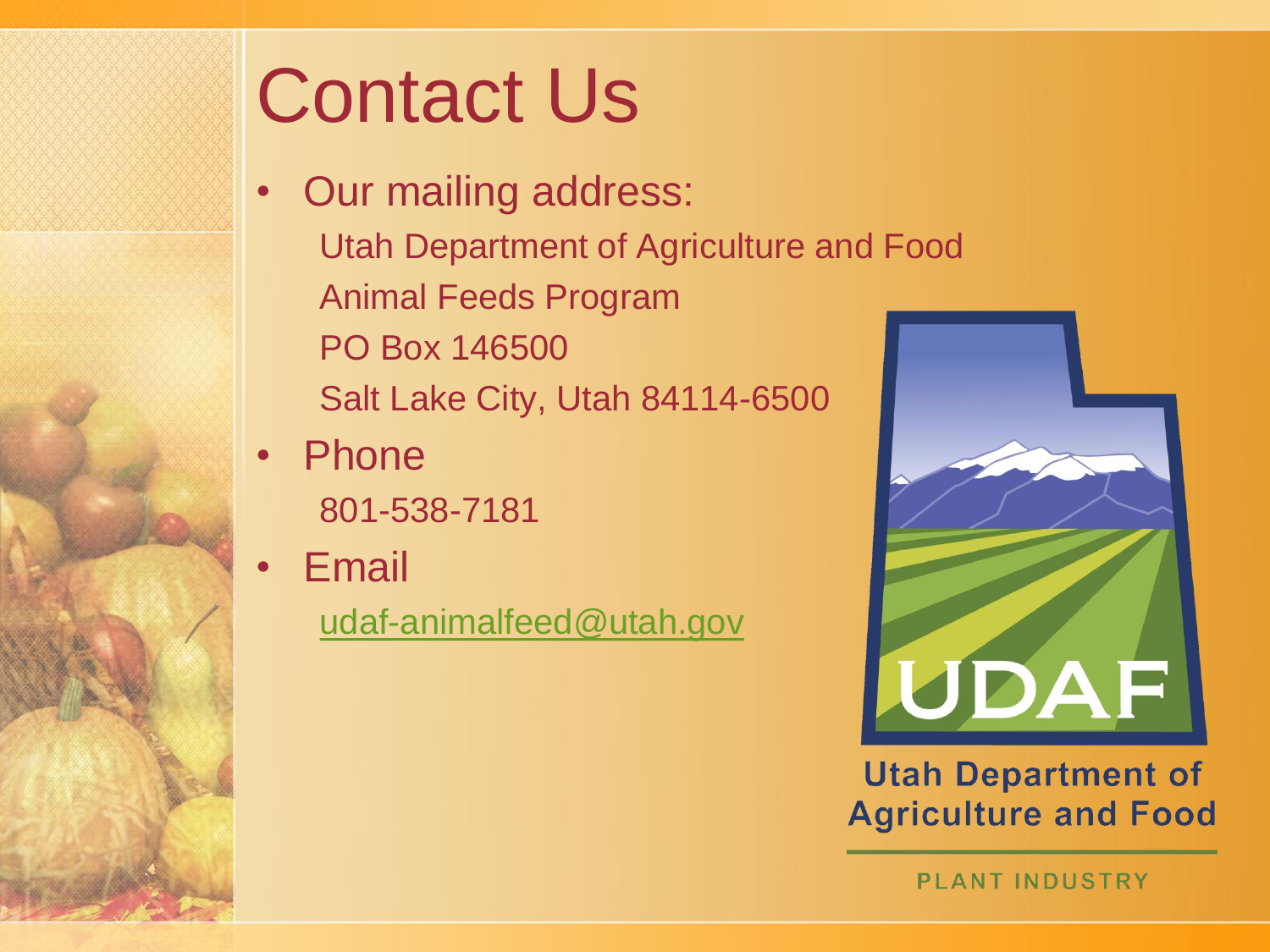# Contact Us

- Our mailing address:

  Utah Department of Agriculture and Food

  Animal Feeds Program

  PO Box 146500

  Salt Lake City, Utah 84114-6500

- Phone

  801-538-7181

- Email

  udaf-animalfeed@utah.gov

UDAF

Utah Department of Agriculture and Food

PLANT INDUSTRY